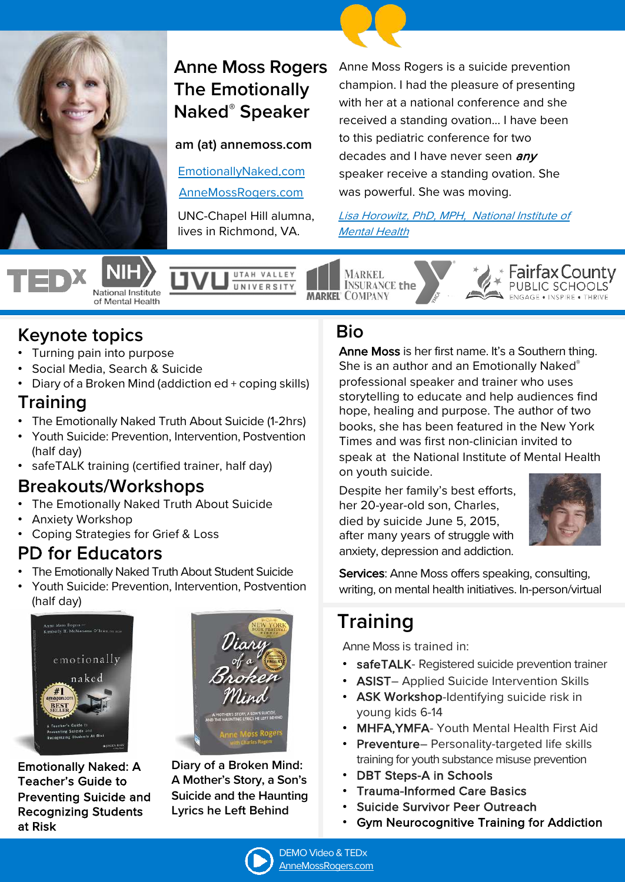# Anne Moss Rogers The Emotionally Naked® Speaker

am (at) annemoss.com

[EmotionallyNaked.com](EmotionallyNaked.com)

[AnneMossRogers.com](AnneMossRogers.com)

UNC-Chapel Hill alumna, lives in Richmond, VA.

> Anne Moss Rogers is a suicide prevention champion. I had the pleasure of presenting with her at a national conference and she received a standing ovation... I have been to this pediatric conference for two decades and I have never seen ***any*** speaker receive a standing ovation. She was powerful. She was moving.
>
> *Lisa Horowitz, PhD, MPH, National Institute of Mental Health*

TEDx | NIH National Institute of Mental Health | UVU Utah Valley University | Markel Insurance the Markel Company | YMCA | Fairfax County Public Schools — Engage • Inspire • Thrive

## Keynote topics

- Turning pain into purpose
- Social Media, Search & Suicide
- Diary of a Broken Mind (addiction ed + coping skills)

## Training

- The Emotionally Naked Truth About Suicide (1-2hrs)
- Youth Suicide: Prevention, Intervention, Postvention (half day)
- safeTALK training (certified trainer, half day)

## Breakouts/Workshops

- The Emotionally Naked Truth About Suicide
- Anxiety Workshop
- Coping Strategies for Grief & Loss

## PD for Educators

- The Emotionally Naked Truth About Student Suicide
- Youth Suicide: Prevention, Intervention, Postvention (half day)

**Emotionally Naked: A Teacher's Guide to Preventing Suicide and Recognizing Students at Risk**

**Diary of a Broken Mind: A Mother's Story, a Son's Suicide and the Haunting Lyrics he Left Behind**

## Bio

**Anne Moss** is her first name. It's a Southern thing. She is an author and an Emotionally Naked® professional speaker and trainer who uses storytelling to educate and help audiences find hope, healing and purpose. The author of two books, she has been featured in the New York Times and was first non-clinician invited to speak at the National Institute of Mental Health on youth suicide.

Despite her family's best efforts, her 20-year-old son, Charles, died by suicide June 5, 2015, after many years of struggle with anxiety, depression and addiction.

**Services**: Anne Moss offers speaking, consulting, writing, on mental health initiatives. In-person/virtual

## Training

Anne Moss is trained in:

- **safeTALK**- Registered suicide prevention trainer
- **ASIST**– Applied Suicide Intervention Skills
- **ASK Workshop**-Identifying suicide risk in young kids 6-14
- **MHFA,YMFA**- Youth Mental Health First Aid
- **Preventure**– Personality-targeted life skills training for youth substance misuse prevention
- **DBT Steps-A in Schools**
- **Trauma-Informed Care Basics**
- **Suicide Survivor Peer Outreach**
- **Gym Neurocognitive Training for Addiction**

DEMO Video & TEDx [AnneMossRogers.com](AnneMossRogers.com)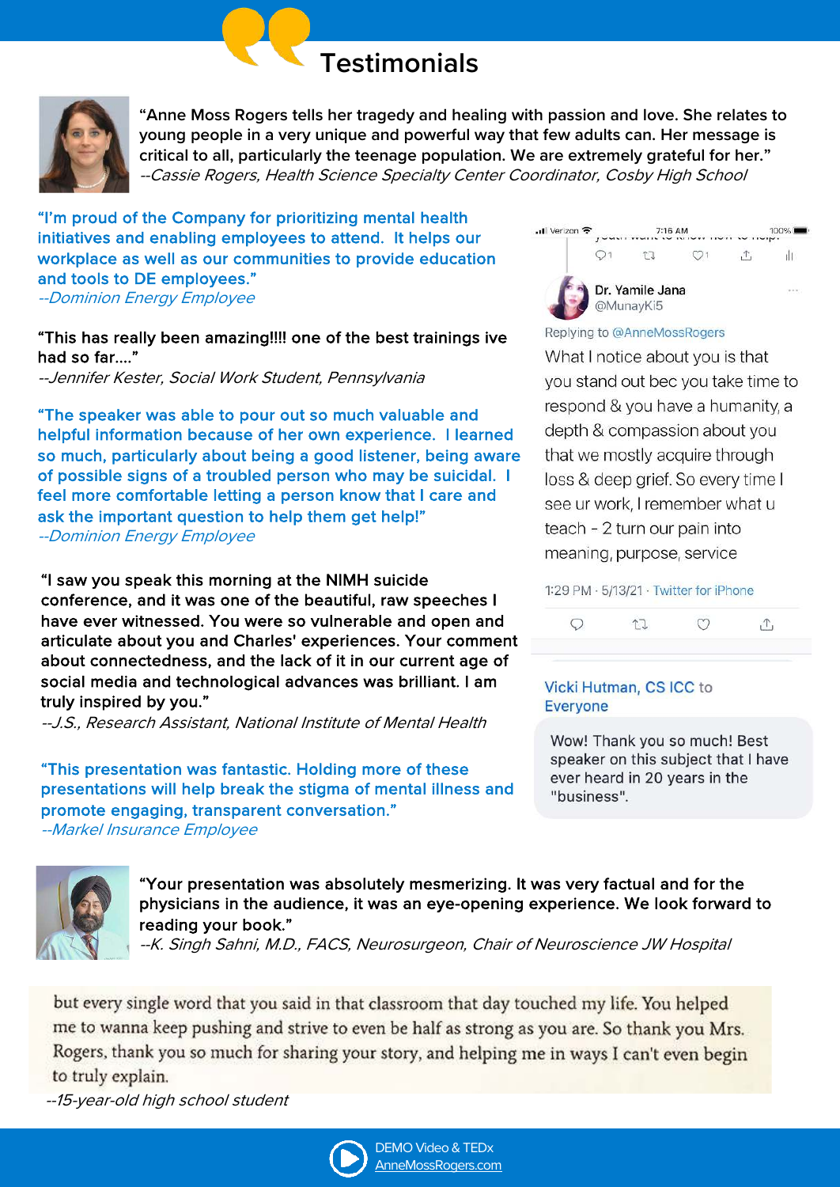# Testimonials

"Anne Moss Rogers tells her tragedy and healing with passion and love. She relates to young people in a very unique and powerful way that few adults can. Her message is critical to all, particularly the teenage population. We are extremely grateful for her."
*--Cassie Rogers, Health Science Specialty Center Coordinator, Cosby High School*

"I'm proud of the Company for prioritizing mental health initiatives and enabling employees to attend. It helps our workplace as well as our communities to provide education and tools to DE employees."
*--Dominion Energy Employee*

"This has really been amazing!!!! one of the best trainings ive had so far...."
*--Jennifer Kester, Social Work Student, Pennsylvania*

"The speaker was able to pour out so much valuable and helpful information because of her own experience. I learned so much, particularly about being a good listener, being aware of possible signs of a troubled person who may be suicidal. I feel more comfortable letting a person know that I care and ask the important question to help them get help!"
*--Dominion Energy Employee*

"I saw you speak this morning at the NIMH suicide conference, and it was one of the beautiful, raw speeches I have ever witnessed. You were so vulnerable and open and articulate about you and Charles' experiences. Your comment about connectedness, and the lack of it in our current age of social media and technological advances was brilliant. I am truly inspired by you."
*--J.S., Research Assistant, National Institute of Mental Health*

"This presentation was fantastic. Holding more of these presentations will help break the stigma of mental illness and promote engaging, transparent conversation."
*--Markel Insurance Employee*

Dr. Yamile Jana
@MunayKi5

Replying to @AnneMossRogers

What I notice about you is that you stand out bec you take time to respond & you have a humanity, a depth & compassion about you that we mostly acquire through loss & deep grief. So every time I see ur work, I remember what u teach - 2 turn our pain into meaning, purpose, service

1:29 PM · 5/13/21 · Twitter for iPhone

Vicki Hutman, CS ICC to Everyone

Wow! Thank you so much! Best speaker on this subject that I have ever heard in 20 years in the "business".

"Your presentation was absolutely mesmerizing. It was very factual and for the physicians in the audience, it was an eye-opening experience. We look forward to reading your book."
*--K. Singh Sahni, M.D., FACS, Neurosurgeon, Chair of Neuroscience JW Hospital*

but every single word that you said in that classroom that day touched my life. You helped me to wanna keep pushing and strive to even be half as strong as you are. So thank you Mrs. Rogers, thank you so much for sharing your story, and helping me in ways I can't even begin to truly explain.
*--15-year-old high school student*

DEMO Video & TEDx
AnneMossRogers.com